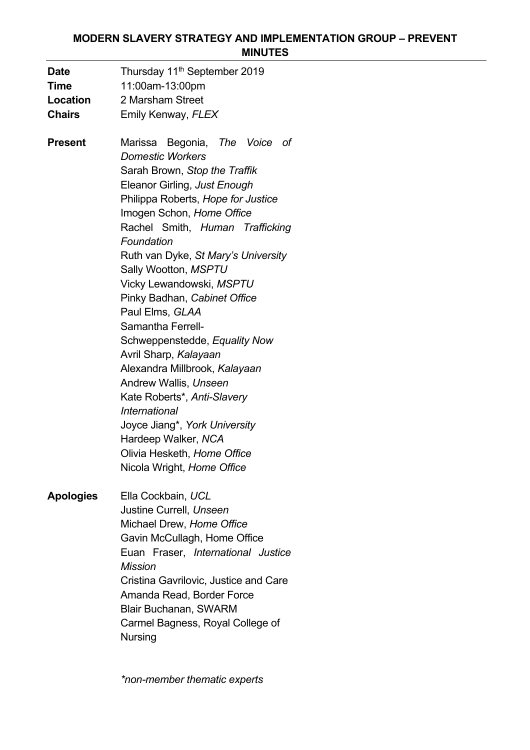## MODERN SLAVERY STRATEGY AND IMPLEMENTATION GROUP – PREVENT MINUTES

| | |
|---|---|
| **Date** | Thursday 11th September 2019 |
| **Time** | 11:00am-13:00pm |
| **Location** | 2 Marsham Street |
| **Chairs** | Emily Kenway, *FLEX* |
| **Present** | Marissa Begonia, *The Voice of Domestic Workers*<br>Sarah Brown, *Stop the Traffik*<br>Eleanor Girling, *Just Enough*<br>Philippa Roberts, *Hope for Justice*<br>Imogen Schon, *Home Office*<br>Rachel Smith, *Human Trafficking Foundation*<br>Ruth van Dyke, *St Mary's University*<br>Sally Wootton, *MSPTU*<br>Vicky Lewandowski, *MSPTU*<br>Pinky Badhan, *Cabinet Office*<br>Paul Elms, *GLAA*<br>Samantha Ferrell-Schweppenstedde, *Equality Now*<br>Avril Sharp, *Kalayaan*<br>Alexandra Millbrook, *Kalayaan*<br>Andrew Wallis, *Unseen*<br>Kate Roberts*, *Anti-Slavery International*<br>Joyce Jiang*, *York University*<br>Hardeep Walker, *NCA*<br>Olivia Hesketh, *Home Office*<br>Nicola Wright, *Home Office* |
| **Apologies** | Ella Cockbain, *UCL*<br>Justine Currell, *Unseen*<br>Michael Drew, *Home Office*<br>Gavin McCullagh, Home Office<br>Euan Fraser, *International Justice Mission*<br>Cristina Gavrilovic, Justice and Care<br>Amanda Read, Border Force<br>Blair Buchanan, SWARM<br>Carmel Bagness, Royal College of Nursing |

*\*non-member thematic experts*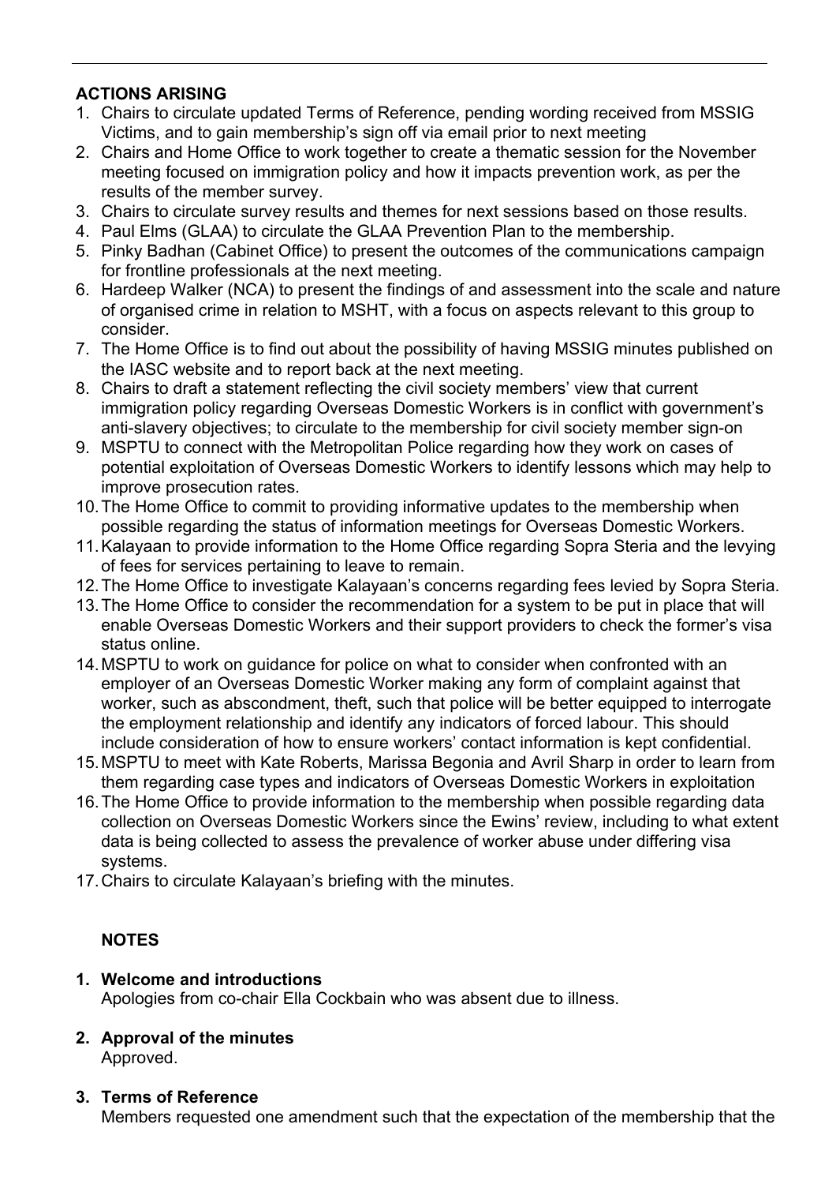**ACTIONS ARISING**

1. Chairs to circulate updated Terms of Reference, pending wording received from MSSIG Victims, and to gain membership's sign off via email prior to next meeting
2. Chairs and Home Office to work together to create a thematic session for the November meeting focused on immigration policy and how it impacts prevention work, as per the results of the member survey.
3. Chairs to circulate survey results and themes for next sessions based on those results.
4. Paul Elms (GLAA) to circulate the GLAA Prevention Plan to the membership.
5. Pinky Badhan (Cabinet Office) to present the outcomes of the communications campaign for frontline professionals at the next meeting.
6. Hardeep Walker (NCA) to present the findings of and assessment into the scale and nature of organised crime in relation to MSHT, with a focus on aspects relevant to this group to consider.
7. The Home Office is to find out about the possibility of having MSSIG minutes published on the IASC website and to report back at the next meeting.
8. Chairs to draft a statement reflecting the civil society members' view that current immigration policy regarding Overseas Domestic Workers is in conflict with government's anti-slavery objectives; to circulate to the membership for civil society member sign-on
9. MSPTU to connect with the Metropolitan Police regarding how they work on cases of potential exploitation of Overseas Domestic Workers to identify lessons which may help to improve prosecution rates.
10. The Home Office to commit to providing informative updates to the membership when possible regarding the status of information meetings for Overseas Domestic Workers.
11. Kalayaan to provide information to the Home Office regarding Sopra Steria and the levying of fees for services pertaining to leave to remain.
12. The Home Office to investigate Kalayaan's concerns regarding fees levied by Sopra Steria.
13. The Home Office to consider the recommendation for a system to be put in place that will enable Overseas Domestic Workers and their support providers to check the former's visa status online.
14. MSPTU to work on guidance for police on what to consider when confronted with an employer of an Overseas Domestic Worker making any form of complaint against that worker, such as abscondment, theft, such that police will be better equipped to interrogate the employment relationship and identify any indicators of forced labour. This should include consideration of how to ensure workers' contact information is kept confidential.
15. MSPTU to meet with Kate Roberts, Marissa Begonia and Avril Sharp in order to learn from them regarding case types and indicators of Overseas Domestic Workers in exploitation
16. The Home Office to provide information to the membership when possible regarding data collection on Overseas Domestic Workers since the Ewins' review, including to what extent data is being collected to assess the prevalence of worker abuse under differing visa systems.
17. Chairs to circulate Kalayaan's briefing with the minutes.

**NOTES**

1. **Welcome and introductions**
   Apologies from co-chair Ella Cockbain who was absent due to illness.

2. **Approval of the minutes**
   Approved.

3. **Terms of Reference**
   Members requested one amendment such that the expectation of the membership that the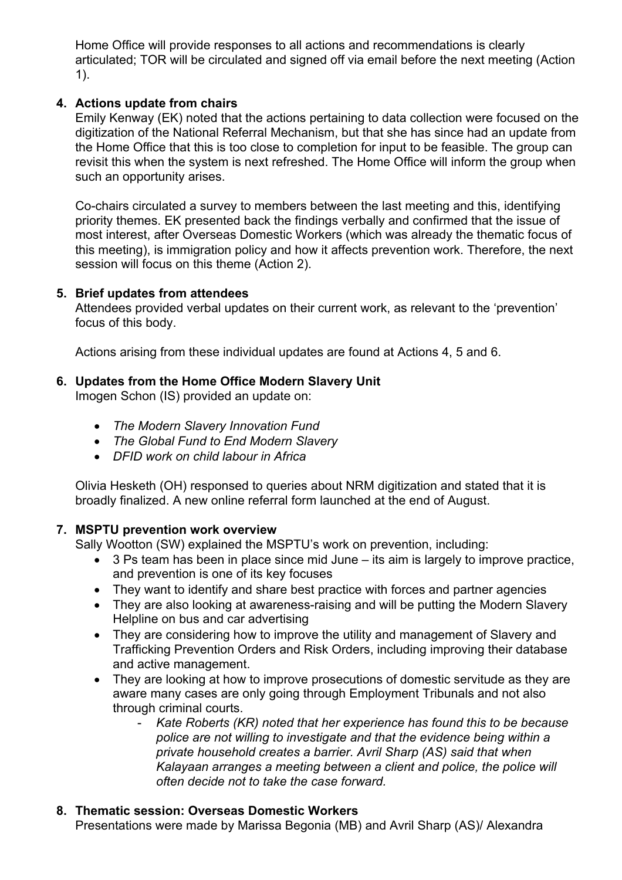Home Office will provide responses to all actions and recommendations is clearly articulated; TOR will be circulated and signed off via email before the next meeting (Action 1).

**4. Actions update from chairs**

Emily Kenway (EK) noted that the actions pertaining to data collection were focused on the digitization of the National Referral Mechanism, but that she has since had an update from the Home Office that this is too close to completion for input to be feasible. The group can revisit this when the system is next refreshed. The Home Office will inform the group when such an opportunity arises.

Co-chairs circulated a survey to members between the last meeting and this, identifying priority themes. EK presented back the findings verbally and confirmed that the issue of most interest, after Overseas Domestic Workers (which was already the thematic focus of this meeting), is immigration policy and how it affects prevention work. Therefore, the next session will focus on this theme (Action 2).

**5. Brief updates from attendees**

Attendees provided verbal updates on their current work, as relevant to the 'prevention' focus of this body.

Actions arising from these individual updates are found at Actions 4, 5 and 6.

**6. Updates from the Home Office Modern Slavery Unit**

Imogen Schon (IS) provided an update on:

- *The Modern Slavery Innovation Fund*
- *The Global Fund to End Modern Slavery*
- *DFID work on child labour in Africa*

Olivia Hesketh (OH) responded to queries about NRM digitization and stated that it is broadly finalized. A new online referral form launched at the end of August.

**7. MSPTU prevention work overview**

Sally Wootton (SW) explained the MSPTU's work on prevention, including:

- 3 Ps team has been in place since mid June – its aim is largely to improve practice, and prevention is one of its key focuses
- They want to identify and share best practice with forces and partner agencies
- They are also looking at awareness-raising and will be putting the Modern Slavery Helpline on bus and car advertising
- They are considering how to improve the utility and management of Slavery and Trafficking Prevention Orders and Risk Orders, including improving their database and active management.
- They are looking at how to improve prosecutions of domestic servitude as they are aware many cases are only going through Employment Tribunals and not also through criminal courts.
  - *Kate Roberts (KR) noted that her experience has found this to be because police are not willing to investigate and that the evidence being within a private household creates a barrier. Avril Sharp (AS) said that when Kalayaan arranges a meeting between a client and police, the police will often decide not to take the case forward.*

**8. Thematic session: Overseas Domestic Workers**

Presentations were made by Marissa Begonia (MB) and Avril Sharp (AS)/ Alexandra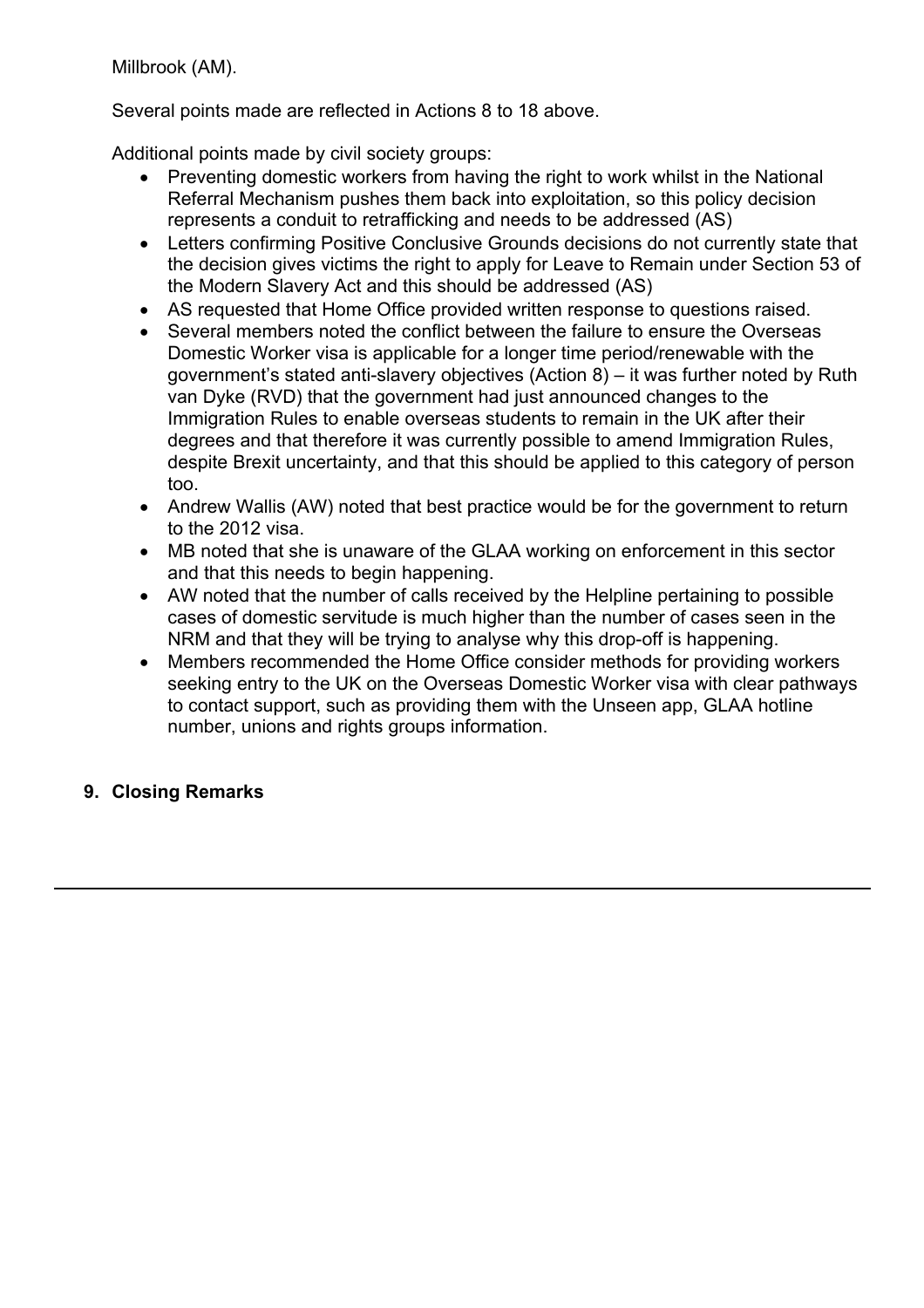Millbrook (AM).

Several points made are reflected in Actions 8 to 18 above.

Additional points made by civil society groups:

- Preventing domestic workers from having the right to work whilst in the National Referral Mechanism pushes them back into exploitation, so this policy decision represents a conduit to retrafficking and needs to be addressed (AS)
- Letters confirming Positive Conclusive Grounds decisions do not currently state that the decision gives victims the right to apply for Leave to Remain under Section 53 of the Modern Slavery Act and this should be addressed (AS)
- AS requested that Home Office provided written response to questions raised.
- Several members noted the conflict between the failure to ensure the Overseas Domestic Worker visa is applicable for a longer time period/renewable with the government's stated anti-slavery objectives (Action 8) – it was further noted by Ruth van Dyke (RVD) that the government had just announced changes to the Immigration Rules to enable overseas students to remain in the UK after their degrees and that therefore it was currently possible to amend Immigration Rules, despite Brexit uncertainty, and that this should be applied to this category of person too.
- Andrew Wallis (AW) noted that best practice would be for the government to return to the 2012 visa.
- MB noted that she is unaware of the GLAA working on enforcement in this sector and that this needs to begin happening.
- AW noted that the number of calls received by the Helpline pertaining to possible cases of domestic servitude is much higher than the number of cases seen in the NRM and that they will be trying to analyse why this drop-off is happening.
- Members recommended the Home Office consider methods for providing workers seeking entry to the UK on the Overseas Domestic Worker visa with clear pathways to contact support, such as providing them with the Unseen app, GLAA hotline number, unions and rights groups information.

## 9. Closing Remarks